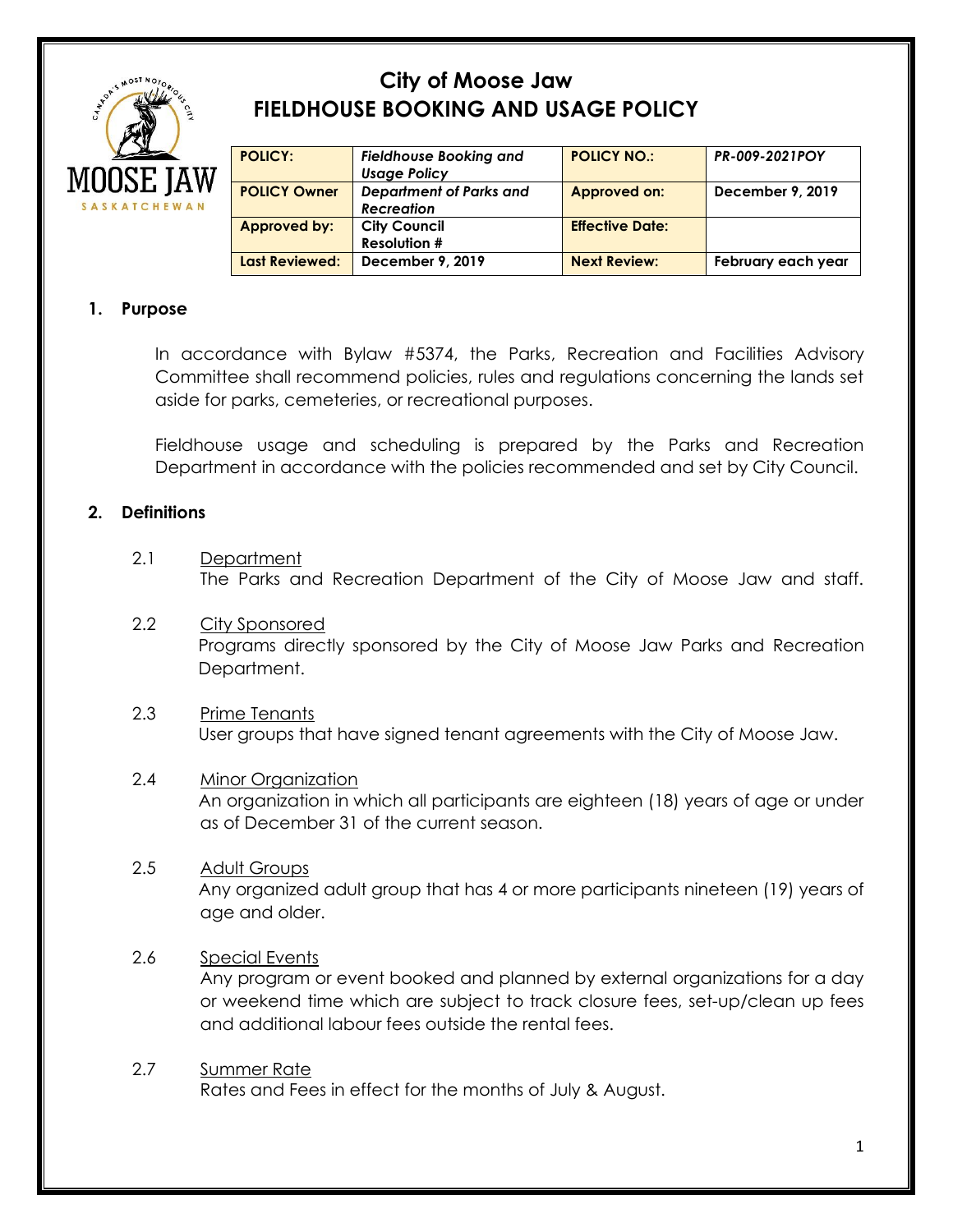# City of Moose Jaw
# FIELDHOUSE BOOKING AND USAGE POLICY

| POLICY: | *Fieldhouse Booking and Usage Policy* | POLICY NO.: | *PR-009-2021POY* |
|---|---|---|---|
| POLICY Owner | *Department of Parks and Recreation* | Approved on: | December 9, 2019 |
| Approved by: | City Council Resolution # | Effective Date: | |
| Last Reviewed: | December 9, 2019 | Next Review: | February each year |

## 1. Purpose

In accordance with Bylaw #5374, the Parks, Recreation and Facilities Advisory Committee shall recommend policies, rules and regulations concerning the lands set aside for parks, cemeteries, or recreational purposes.

Fieldhouse usage and scheduling is prepared by the Parks and Recreation Department in accordance with the policies recommended and set by City Council.

## 2. Definitions

2.1 Department
The Parks and Recreation Department of the City of Moose Jaw and staff.

2.2 City Sponsored
Programs directly sponsored by the City of Moose Jaw Parks and Recreation Department.

2.3 Prime Tenants
User groups that have signed tenant agreements with the City of Moose Jaw.

2.4 Minor Organization
An organization in which all participants are eighteen (18) years of age or under as of December 31 of the current season.

2.5 Adult Groups
Any organized adult group that has 4 or more participants nineteen (19) years of age and older.

2.6 Special Events
Any program or event booked and planned by external organizations for a day or weekend time which are subject to track closure fees, set-up/clean up fees and additional labour fees outside the rental fees.

2.7 Summer Rate
Rates and Fees in effect for the months of July & August.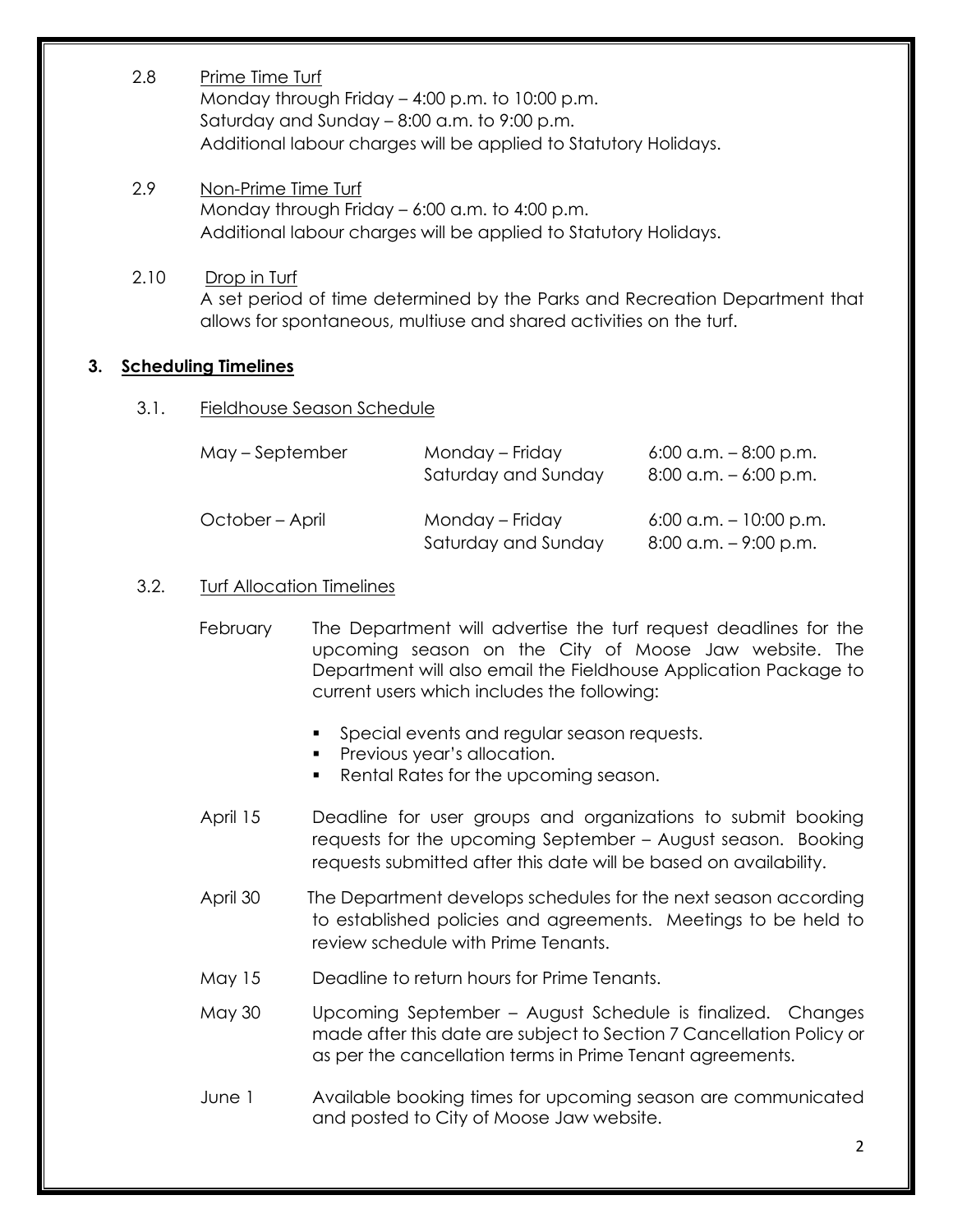2.8 Prime Time Turf

Monday through Friday – 4:00 p.m. to 10:00 p.m.
Saturday and Sunday – 8:00 a.m. to 9:00 p.m.
Additional labour charges will be applied to Statutory Holidays.

2.9 Non-Prime Time Turf

Monday through Friday – 6:00 a.m. to 4:00 p.m.
Additional labour charges will be applied to Statutory Holidays.

2.10 Drop in Turf

A set period of time determined by the Parks and Recreation Department that allows for spontaneous, multiuse and shared activities on the turf.

## 3. Scheduling Timelines

3.1. Fieldhouse Season Schedule

| | | |
|---|---|---|
| May – September | Monday – Friday | 6:00 a.m. – 8:00 p.m. |
| | Saturday and Sunday | 8:00 a.m. – 6:00 p.m. |
| October – April | Monday – Friday | 6:00 a.m. – 10:00 p.m. |
| | Saturday and Sunday | 8:00 a.m. – 9:00 p.m. |

3.2. Turf Allocation Timelines

February — The Department will advertise the turf request deadlines for the upcoming season on the City of Moose Jaw website. The Department will also email the Fieldhouse Application Package to current users which includes the following:

- Special events and regular season requests.
- Previous year's allocation.
- Rental Rates for the upcoming season.

April 15 — Deadline for user groups and organizations to submit booking requests for the upcoming September – August season. Booking requests submitted after this date will be based on availability.

April 30 — The Department develops schedules for the next season according to established policies and agreements. Meetings to be held to review schedule with Prime Tenants.

May 15 — Deadline to return hours for Prime Tenants.

May 30 — Upcoming September – August Schedule is finalized. Changes made after this date are subject to Section 7 Cancellation Policy or as per the cancellation terms in Prime Tenant agreements.

June 1 — Available booking times for upcoming season are communicated and posted to City of Moose Jaw website.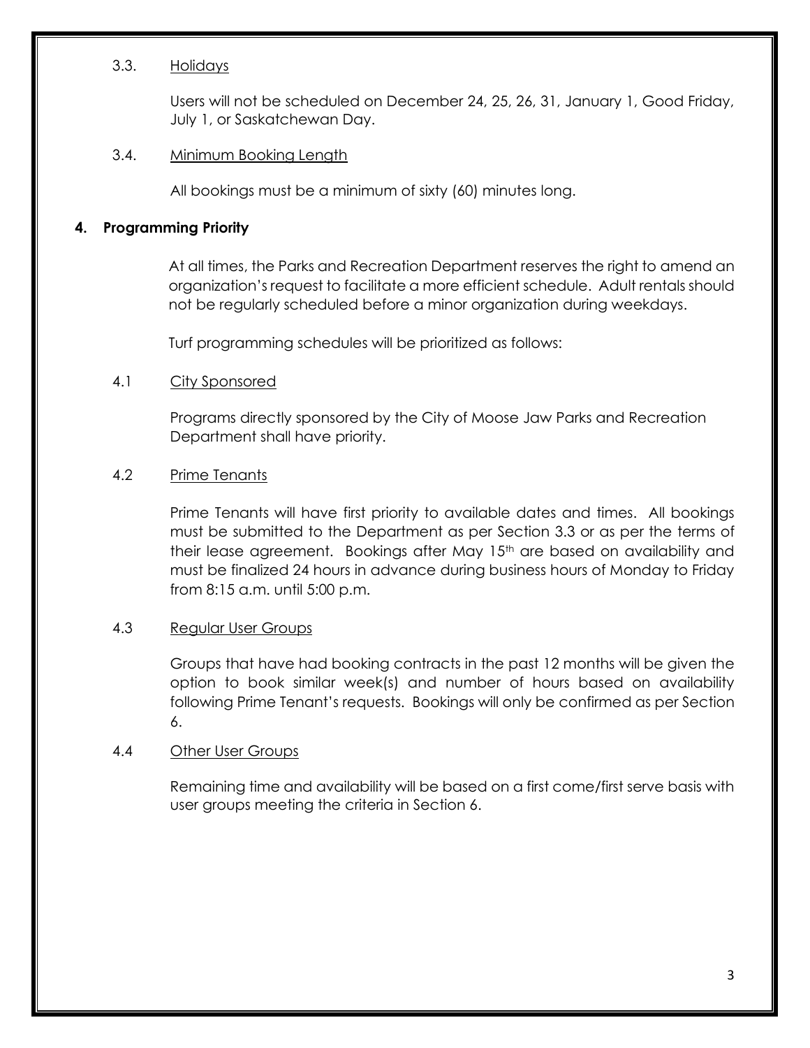### 3.3. Holidays

Users will not be scheduled on December 24, 25, 26, 31, January 1, Good Friday, July 1, or Saskatchewan Day.

### 3.4. Minimum Booking Length

All bookings must be a minimum of sixty (60) minutes long.

## 4. Programming Priority

At all times, the Parks and Recreation Department reserves the right to amend an organization's request to facilitate a more efficient schedule. Adult rentals should not be regularly scheduled before a minor organization during weekdays.

Turf programming schedules will be prioritized as follows:

### 4.1 City Sponsored

Programs directly sponsored by the City of Moose Jaw Parks and Recreation Department shall have priority.

### 4.2 Prime Tenants

Prime Tenants will have first priority to available dates and times. All bookings must be submitted to the Department as per Section 3.3 or as per the terms of their lease agreement. Bookings after May 15th are based on availability and must be finalized 24 hours in advance during business hours of Monday to Friday from 8:15 a.m. until 5:00 p.m.

### 4.3 Regular User Groups

Groups that have had booking contracts in the past 12 months will be given the option to book similar week(s) and number of hours based on availability following Prime Tenant's requests. Bookings will only be confirmed as per Section 6.

### 4.4 Other User Groups

Remaining time and availability will be based on a first come/first serve basis with user groups meeting the criteria in Section 6.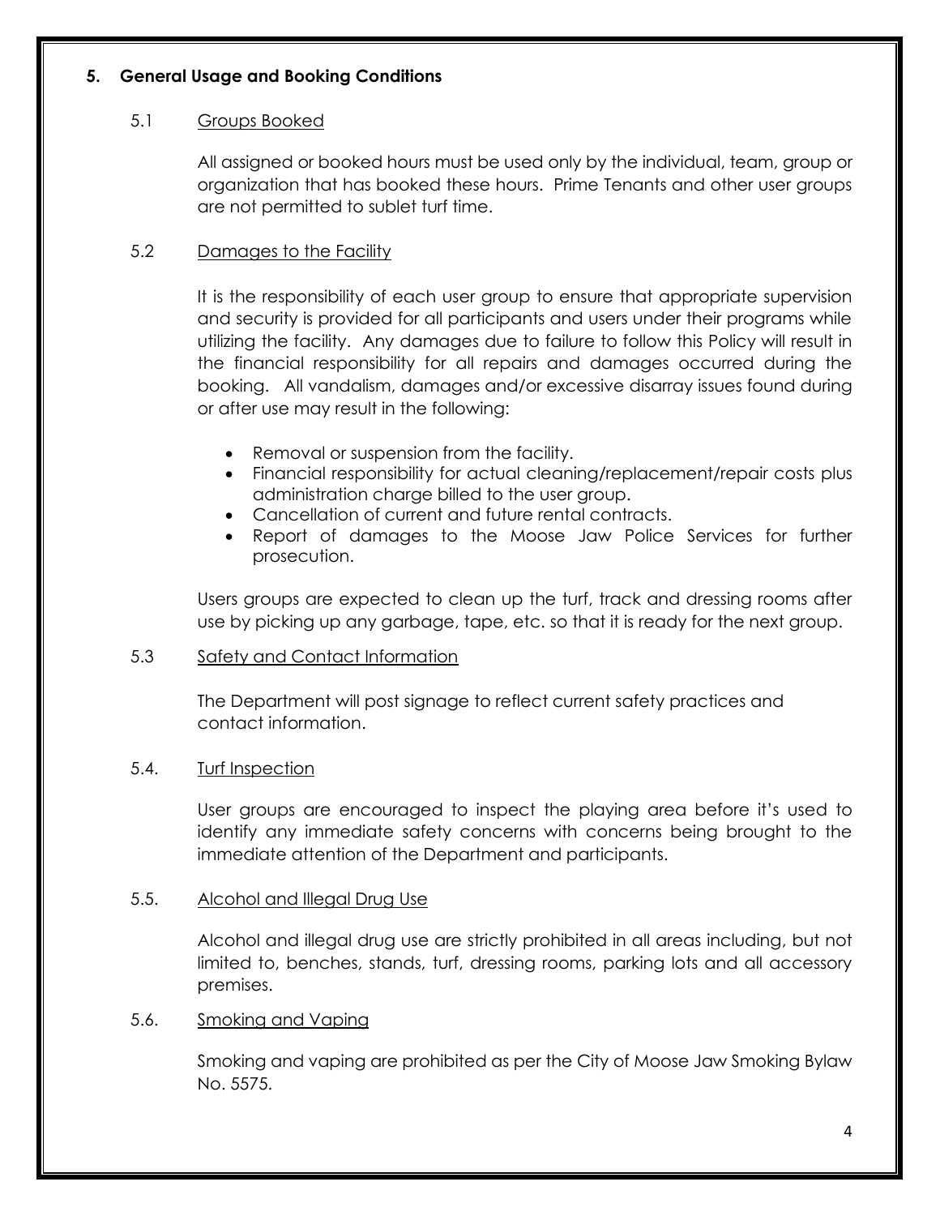## 5. General Usage and Booking Conditions

### 5.1 Groups Booked

All assigned or booked hours must be used only by the individual, team, group or organization that has booked these hours. Prime Tenants and other user groups are not permitted to sublet turf time.

### 5.2 Damages to the Facility

It is the responsibility of each user group to ensure that appropriate supervision and security is provided for all participants and users under their programs while utilizing the facility. Any damages due to failure to follow this Policy will result in the financial responsibility for all repairs and damages occurred during the booking. All vandalism, damages and/or excessive disarray issues found during or after use may result in the following:

- Removal or suspension from the facility.
- Financial responsibility for actual cleaning/replacement/repair costs plus administration charge billed to the user group.
- Cancellation of current and future rental contracts.
- Report of damages to the Moose Jaw Police Services for further prosecution.

Users groups are expected to clean up the turf, track and dressing rooms after use by picking up any garbage, tape, etc. so that it is ready for the next group.

### 5.3 Safety and Contact Information

The Department will post signage to reflect current safety practices and contact information.

### 5.4. Turf Inspection

User groups are encouraged to inspect the playing area before it's used to identify any immediate safety concerns with concerns being brought to the immediate attention of the Department and participants.

### 5.5. Alcohol and Illegal Drug Use

Alcohol and illegal drug use are strictly prohibited in all areas including, but not limited to, benches, stands, turf, dressing rooms, parking lots and all accessory premises.

### 5.6. Smoking and Vaping

Smoking and vaping are prohibited as per the City of Moose Jaw Smoking Bylaw No. 5575.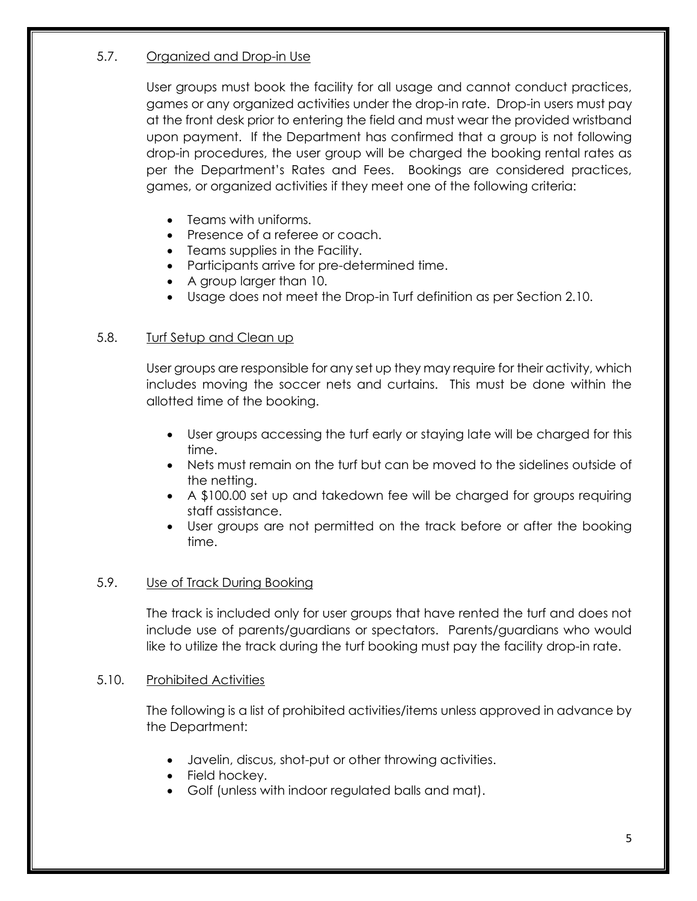### 5.7. Organized and Drop-in Use

User groups must book the facility for all usage and cannot conduct practices, games or any organized activities under the drop-in rate. Drop-in users must pay at the front desk prior to entering the field and must wear the provided wristband upon payment. If the Department has confirmed that a group is not following drop-in procedures, the user group will be charged the booking rental rates as per the Department's Rates and Fees. Bookings are considered practices, games, or organized activities if they meet one of the following criteria:

- Teams with uniforms.
- Presence of a referee or coach.
- Teams supplies in the Facility.
- Participants arrive for pre-determined time.
- A group larger than 10.
- Usage does not meet the Drop-in Turf definition as per Section 2.10.

### 5.8. Turf Setup and Clean up

User groups are responsible for any set up they may require for their activity, which includes moving the soccer nets and curtains. This must be done within the allotted time of the booking.

- User groups accessing the turf early or staying late will be charged for this time.
- Nets must remain on the turf but can be moved to the sidelines outside of the netting.
- A $100.00 set up and takedown fee will be charged for groups requiring staff assistance.
- User groups are not permitted on the track before or after the booking time.

### 5.9. Use of Track During Booking

The track is included only for user groups that have rented the turf and does not include use of parents/guardians or spectators. Parents/guardians who would like to utilize the track during the turf booking must pay the facility drop-in rate.

### 5.10. Prohibited Activities

The following is a list of prohibited activities/items unless approved in advance by the Department:

- Javelin, discus, shot-put or other throwing activities.
- Field hockey.
- Golf (unless with indoor regulated balls and mat).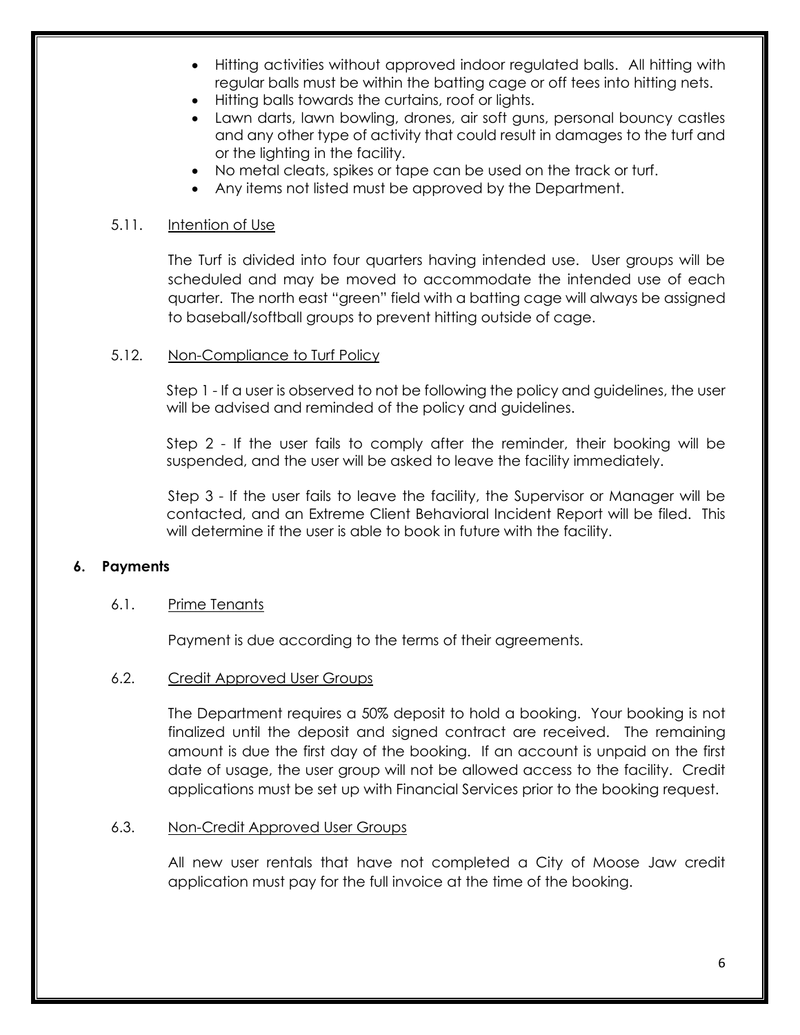- Hitting activities without approved indoor regulated balls. All hitting with regular balls must be within the batting cage or off tees into hitting nets.
- Hitting balls towards the curtains, roof or lights.
- Lawn darts, lawn bowling, drones, air soft guns, personal bouncy castles and any other type of activity that could result in damages to the turf and or the lighting in the facility.
- No metal cleats, spikes or tape can be used on the track or turf.
- Any items not listed must be approved by the Department.

### 5.11. Intention of Use

The Turf is divided into four quarters having intended use. User groups will be scheduled and may be moved to accommodate the intended use of each quarter. The north east "green" field with a batting cage will always be assigned to baseball/softball groups to prevent hitting outside of cage.

### 5.12. Non-Compliance to Turf Policy

Step 1 - If a user is observed to not be following the policy and guidelines, the user will be advised and reminded of the policy and guidelines.

Step 2 - If the user fails to comply after the reminder, their booking will be suspended, and the user will be asked to leave the facility immediately.

Step 3 - If the user fails to leave the facility, the Supervisor or Manager will be contacted, and an Extreme Client Behavioral Incident Report will be filed. This will determine if the user is able to book in future with the facility.

## 6. Payments

### 6.1. Prime Tenants

Payment is due according to the terms of their agreements.

### 6.2. Credit Approved User Groups

The Department requires a 50% deposit to hold a booking. Your booking is not finalized until the deposit and signed contract are received. The remaining amount is due the first day of the booking. If an account is unpaid on the first date of usage, the user group will not be allowed access to the facility. Credit applications must be set up with Financial Services prior to the booking request.

### 6.3. Non-Credit Approved User Groups

All new user rentals that have not completed a City of Moose Jaw credit application must pay for the full invoice at the time of the booking.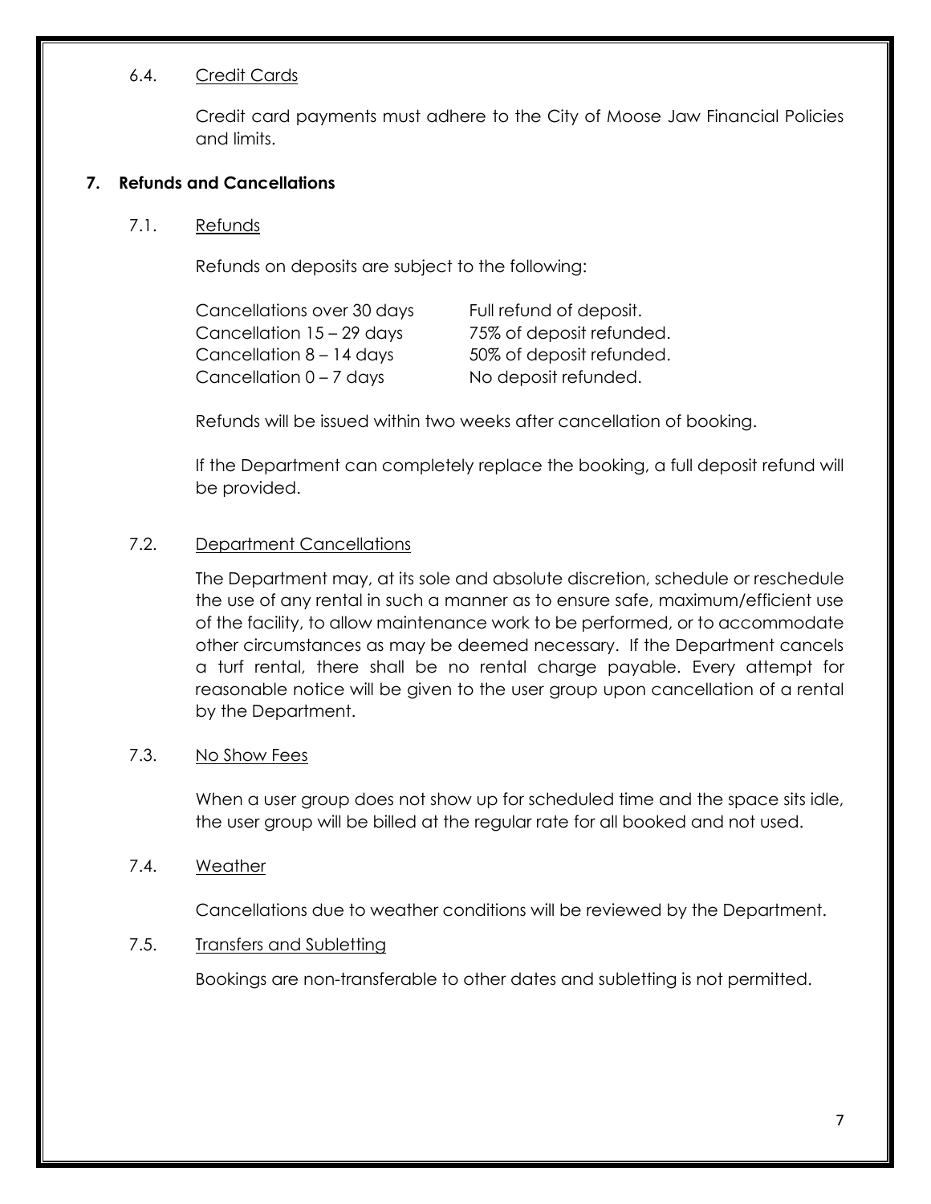### 6.4. Credit Cards

Credit card payments must adhere to the City of Moose Jaw Financial Policies and limits.

## 7. Refunds and Cancellations

### 7.1. Refunds

Refunds on deposits are subject to the following:

| | |
|---|---|
| Cancellations over 30 days | Full refund of deposit. |
| Cancellation 15 – 29 days | 75% of deposit refunded. |
| Cancellation 8 – 14 days | 50% of deposit refunded. |
| Cancellation 0 – 7 days | No deposit refunded. |

Refunds will be issued within two weeks after cancellation of booking.

If the Department can completely replace the booking, a full deposit refund will be provided.

### 7.2. Department Cancellations

The Department may, at its sole and absolute discretion, schedule or reschedule the use of any rental in such a manner as to ensure safe, maximum/efficient use of the facility, to allow maintenance work to be performed, or to accommodate other circumstances as may be deemed necessary. If the Department cancels a turf rental, there shall be no rental charge payable. Every attempt for reasonable notice will be given to the user group upon cancellation of a rental by the Department.

### 7.3. No Show Fees

When a user group does not show up for scheduled time and the space sits idle, the user group will be billed at the regular rate for all booked and not used.

### 7.4. Weather

Cancellations due to weather conditions will be reviewed by the Department.

### 7.5. Transfers and Subletting

Bookings are non-transferable to other dates and subletting is not permitted.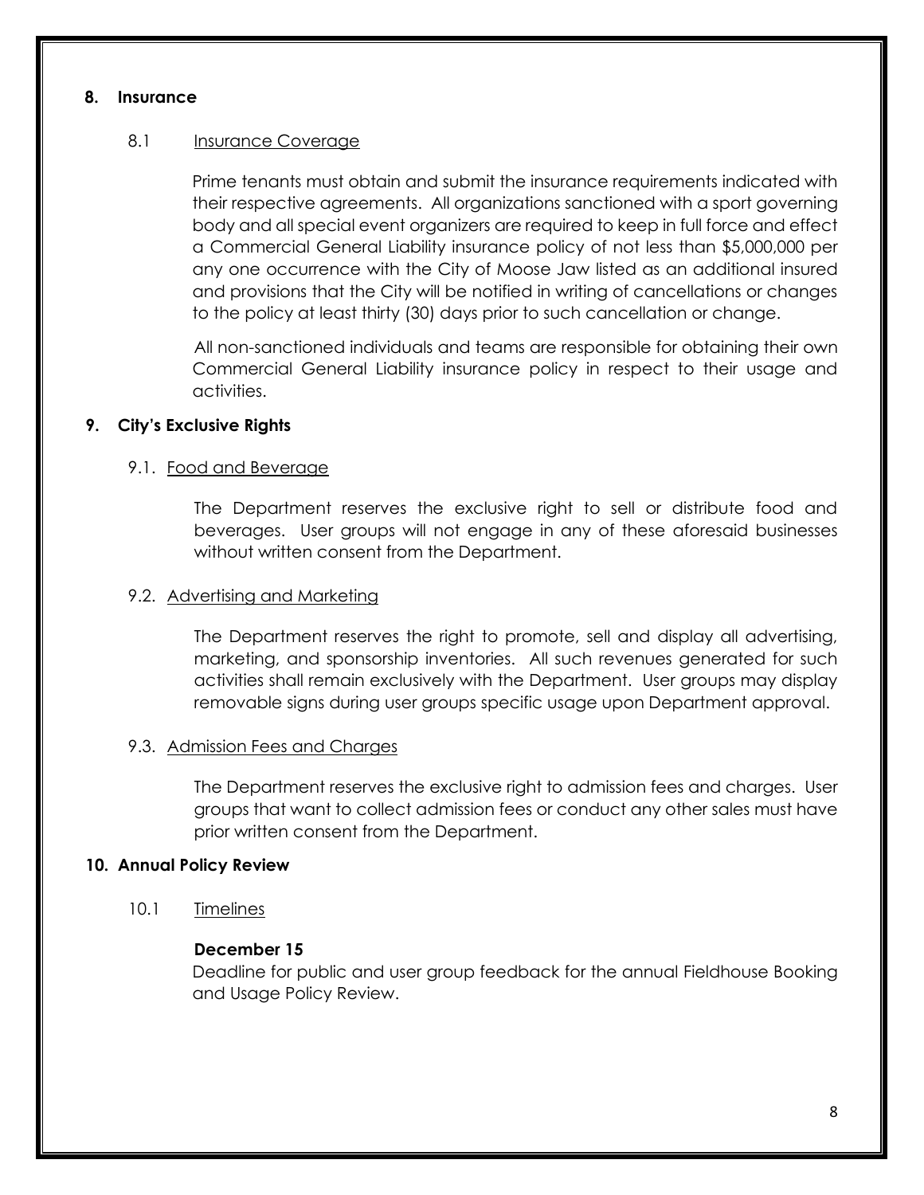## 8. Insurance

### 8.1 Insurance Coverage

Prime tenants must obtain and submit the insurance requirements indicated with their respective agreements. All organizations sanctioned with a sport governing body and all special event organizers are required to keep in full force and effect a Commercial General Liability insurance policy of not less than $5,000,000 per any one occurrence with the City of Moose Jaw listed as an additional insured and provisions that the City will be notified in writing of cancellations or changes to the policy at least thirty (30) days prior to such cancellation or change.

All non-sanctioned individuals and teams are responsible for obtaining their own Commercial General Liability insurance policy in respect to their usage and activities.

## 9. City's Exclusive Rights

### 9.1. Food and Beverage

The Department reserves the exclusive right to sell or distribute food and beverages. User groups will not engage in any of these aforesaid businesses without written consent from the Department.

### 9.2. Advertising and Marketing

The Department reserves the right to promote, sell and display all advertising, marketing, and sponsorship inventories. All such revenues generated for such activities shall remain exclusively with the Department. User groups may display removable signs during user groups specific usage upon Department approval.

### 9.3. Admission Fees and Charges

The Department reserves the exclusive right to admission fees and charges. User groups that want to collect admission fees or conduct any other sales must have prior written consent from the Department.

## 10. Annual Policy Review

### 10.1 Timelines

**December 15**
Deadline for public and user group feedback for the annual Fieldhouse Booking and Usage Policy Review.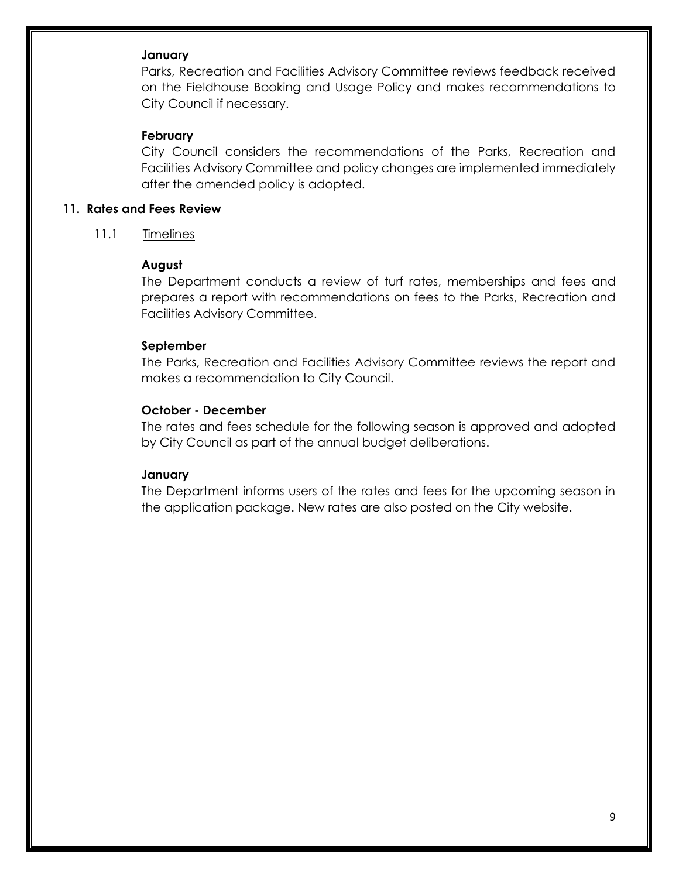**January**

Parks, Recreation and Facilities Advisory Committee reviews feedback received on the Fieldhouse Booking and Usage Policy and makes recommendations to City Council if necessary.

**February**

City Council considers the recommendations of the Parks, Recreation and Facilities Advisory Committee and policy changes are implemented immediately after the amended policy is adopted.

## 11. Rates and Fees Review

11.1 Timelines

**August**

The Department conducts a review of turf rates, memberships and fees and prepares a report with recommendations on fees to the Parks, Recreation and Facilities Advisory Committee.

**September**

The Parks, Recreation and Facilities Advisory Committee reviews the report and makes a recommendation to City Council.

**October - December**

The rates and fees schedule for the following season is approved and adopted by City Council as part of the annual budget deliberations.

**January**

The Department informs users of the rates and fees for the upcoming season in the application package. New rates are also posted on the City website.